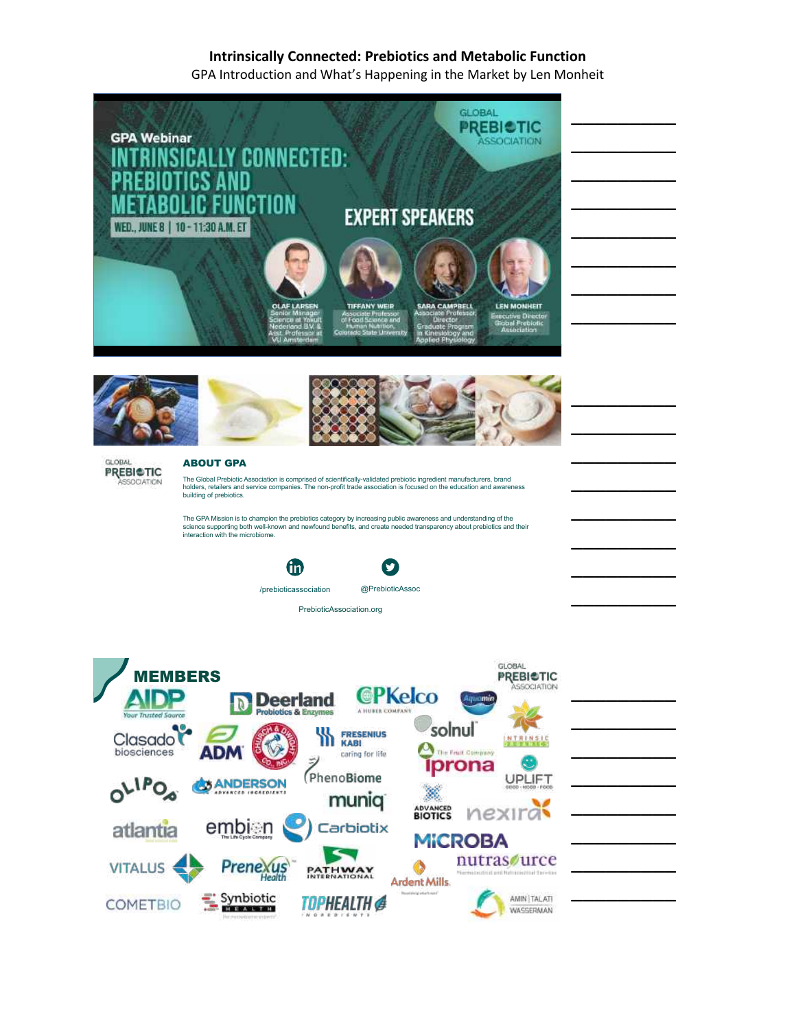**Intrinsically Connected: Prebiotics and Metabolic Function**

GPA Introduction and What's Happening in the Market by Len Monheit

GPA Webinar

INTRINSICALLY CONNECTED: PREBIOTICS AND METABOLIC FUNCTION

WED., JUNE 8 | 10 - 11:30 A.M. ET

GLOBAL PREBIOTIC ASSOCIATION

EXPERT SPEAKERS

OLAF LARSEN
Senior Manager Science at Yakult Nederland B.V. & Asst. Professor at VU Amsterdam

TIFFANY WEIR
Associate Professor of Food Science and Human Nutrition, Colorado State University

SARA CAMPBELL
Associate Professor, Director Graduate Program in Kinesiology and Applied Physiology

LEN MONHEIT
Executive Director Global Prebiotic Association

GLOBAL PREBIOTIC ASSOCIATION

## ABOUT GPA

The Global Prebiotic Association is comprised of scientifically-validated prebiotic ingredient manufacturers, brand holders, retailers and service companies. The non-profit trade association is focused on the education and awareness building of prebiotics.

The GPA Mission is to champion the prebiotics category by increasing public awareness and understanding of the science supporting both well-known and newfound benefits, and create needed transparency about prebiotics and their interaction with the microbiome.

/prebioticassociation

@PrebioticAssoc

PrebioticAssociation.org

## MEMBERS

GLOBAL PREBIOTIC ASSOCIATION

AIDP, Deerland Probiotics & Enzymes, CPKelco, Aquamin, Clasado biosciences, ADM, Church & Dwight Co., Inc., Fresenius Kabi, solnul, Intrinsic Organics, Iprona, Olipop, Anderson Advanced Ingredients, PhenoBiome, Uplift, muniq, Advanced Biotics, nexira, atlantia, embion, Carbiotix, Microba, Vitalus, Prenexus Health, Pathway International, Ardent Mills, nutrasource, CometBio, Synbiotic Health, TopHealth Ingredients, Amin Talati Wasserman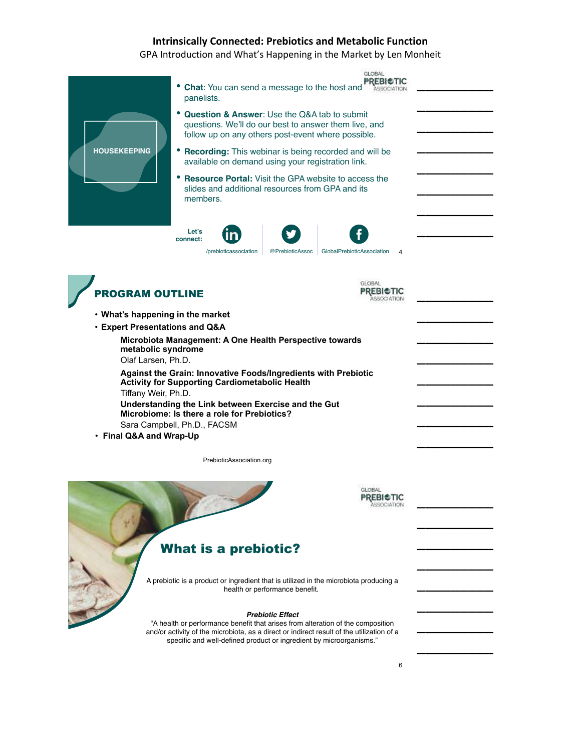# Intrinsically Connected: Prebiotics and Metabolic Function

GPA Introduction and What's Happening in the Market by Len Monheit

## HOUSEKEEPING

- **Chat**: You can send a message to the host and panelists.
- **Question & Answer**: Use the Q&A tab to submit questions. We'll do our best to answer them live, and follow up on any others post-event where possible.
- **Recording:** This webinar is being recorded and will be available on demand using your registration link.
- **Resource Portal:** Visit the GPA website to access the slides and additional resources from GPA and its members.

**Let's connect:** /prebioticassociation | @PrebioticAssoc | GlobalPrebioticAssociation

## PROGRAM OUTLINE

- **What's happening in the market**
- **Expert Presentations and Q&A**
  - **Microbiota Management: A One Health Perspective towards metabolic syndrome**
    Olaf Larsen, Ph.D.
  - **Against the Grain: Innovative Foods/Ingredients with Prebiotic Activity for Supporting Cardiometabolic Health**
    Tiffany Weir, Ph.D.
  - **Understanding the Link between Exercise and the Gut Microbiome: Is there a role for Prebiotics?**
    Sara Campbell, Ph.D., FACSM
- **Final Q&A and Wrap-Up**

PrebioticAssociation.org

## What is a prebiotic?

A prebiotic is a product or ingredient that is utilized in the microbiota producing a health or performance benefit.

***Prebiotic Effect***

"A health or performance benefit that arises from alteration of the composition and/or activity of the microbiota, as a direct or indirect result of the utilization of a specific and well-defined product or ingredient by microorganisms."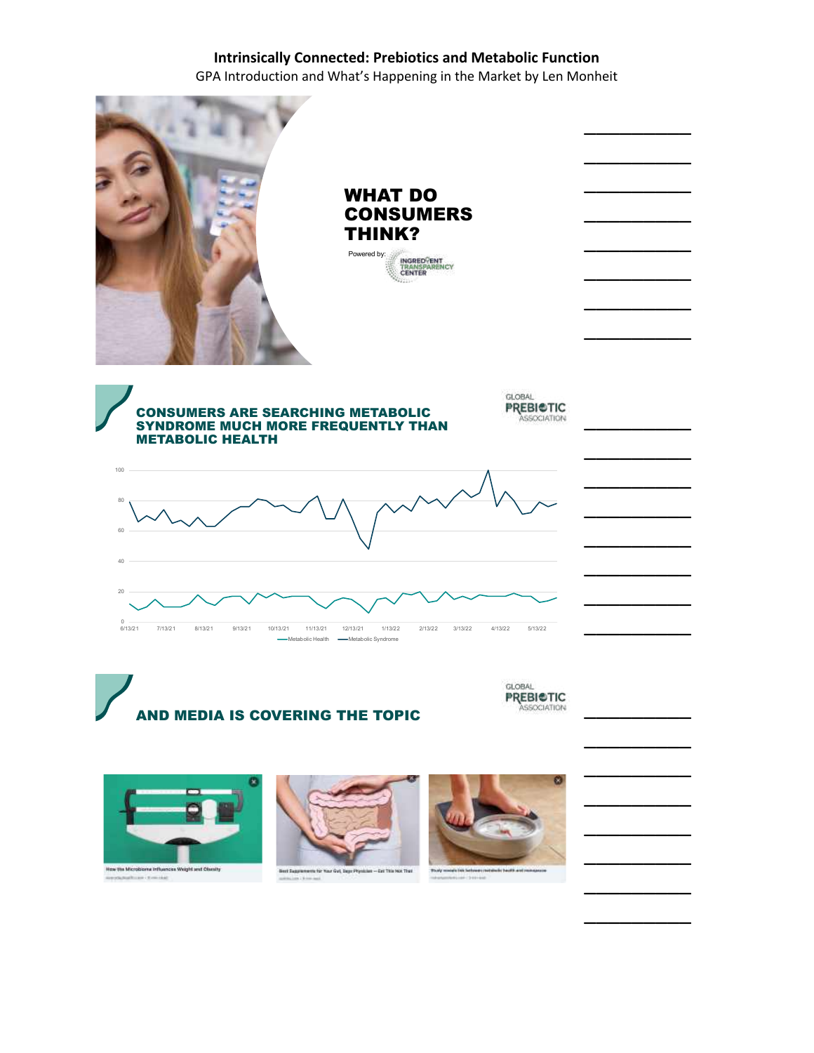**Intrinsically Connected: Prebiotics and Metabolic Function**

GPA Introduction and What's Happening in the Market by Len Monheit

## WHAT DO CONSUMERS THINK?

Powered by: INGREDIENT TRANSPARENCY CENTER

## CONSUMERS ARE SEARCHING METABOLIC SYNDROME MUCH MORE FREQUENTLY THAN METABOLIC HEALTH

GLOBAL PREBIOTIC ASSOCIATION

Metabolic Health — Metabolic Syndrome

## AND MEDIA IS COVERING THE TOPIC

GLOBAL PREBIOTIC ASSOCIATION

How the Microbiome Influences Weight and Obesity

Best Supplements for Your Gut, Says Physician — Eat This Not That

Study reveals link between metabolic health and menopause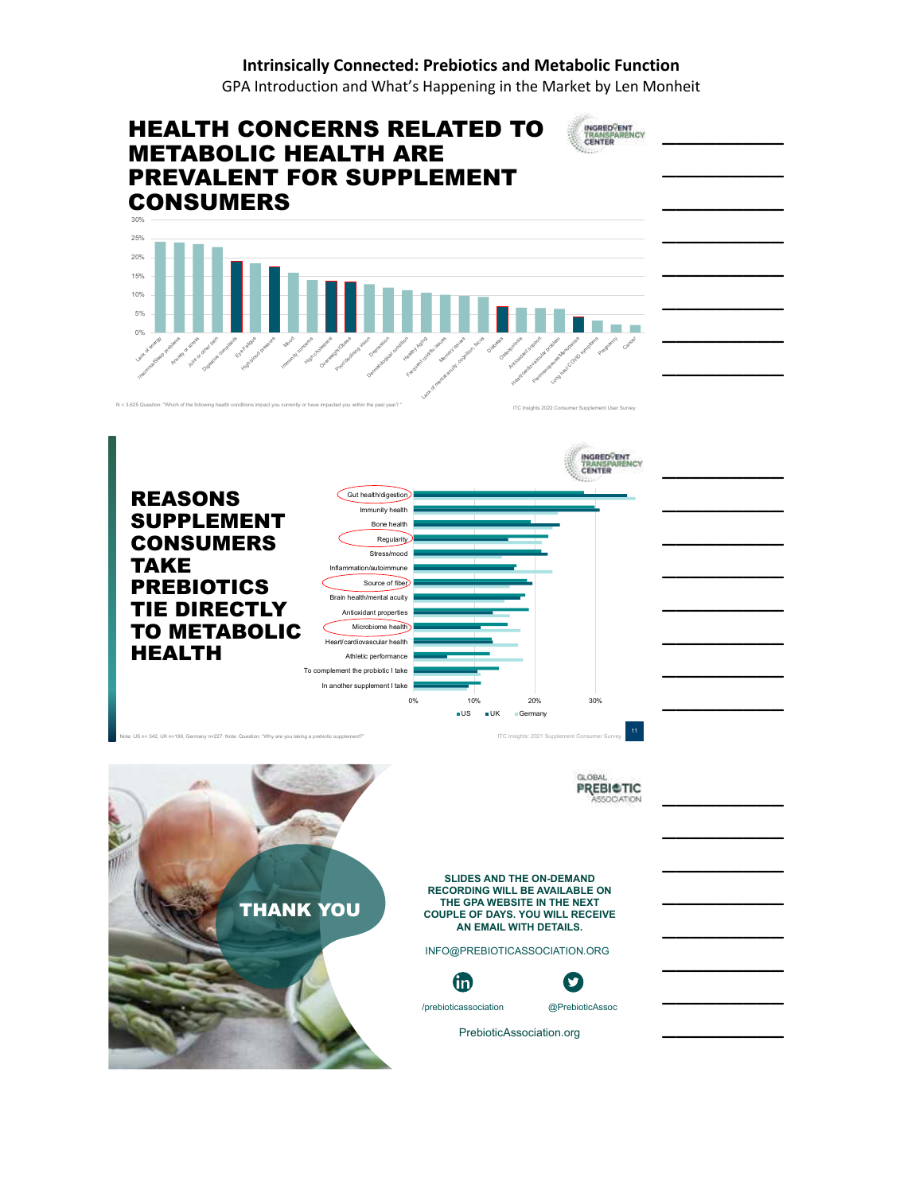**Intrinsically Connected: Prebiotics and Metabolic Function**

GPA Introduction and What's Happening in the Market by Len Monheit

## HEALTH CONCERNS RELATED TO METABOLIC HEALTH ARE PREVALENT FOR SUPPLEMENT CONSUMERS

INGREDIENT TRANSPARENCY CENTER

30%
25%
20%
15%
10%
5%
0%

Lack of energy
Insomnia/Sleep problems
Anxiety or stress
Joint or other pain
Digestive complaints
Eye/Fatigue
High blood pressure
Mood
Immunity concerns
High cholesterol
Overweight/Obese
Poor/declining vision
Depression
Dermatological condition
Healthy Aging
Frequent cold/flu issues
Memory issues
Lack of mental acuity, cognition, focus
Diabetes
Osteoporosis
Antioxidant support
Heart/cardiovascular problem
Perimenopause/Menopause
Long haul COVID symptoms
Pregnancy
Cancer

N = 3,625 Question: "Which of the following health conditions impact you currently or have impacted you within the past year?"

ITC Insights 2022 Consumer Supplement User Survey

## REASONS SUPPLEMENT CONSUMERS TAKE PREBIOTICS TIE DIRECTLY TO METABOLIC HEALTH

INGREDIENT TRANSPARENCY CENTER

Gut health/digestion
Immunity health
Bone health
Regularity
Stress/mood
Inflammation/autoimmune
Source of fiber
Brain health/mental acuity
Antioxidant properties
Microbiome health
Heart/cardiovascular health
Athletic performance
To complement the probiotic I take
In another supplement I take

0%
10%
20%
30%

US
UK
Germany

Note: US n= 342, UK n=199, Germany n=227. Note: Question: "Why are you taking a prebiotic supplement?"

ITC Insights: 2021 Supplement Consumer Survey

## THANK YOU

GLOBAL PREBIOTIC ASSOCIATION

**SLIDES AND THE ON-DEMAND RECORDING WILL BE AVAILABLE ON THE GPA WEBSITE IN THE NEXT COUPLE OF DAYS. YOU WILL RECEIVE AN EMAIL WITH DETAILS.**

INFO@PREBIOTICASSOCIATION.ORG

/prebioticassociation

@PrebioticAssoc

PrebioticAssociation.org